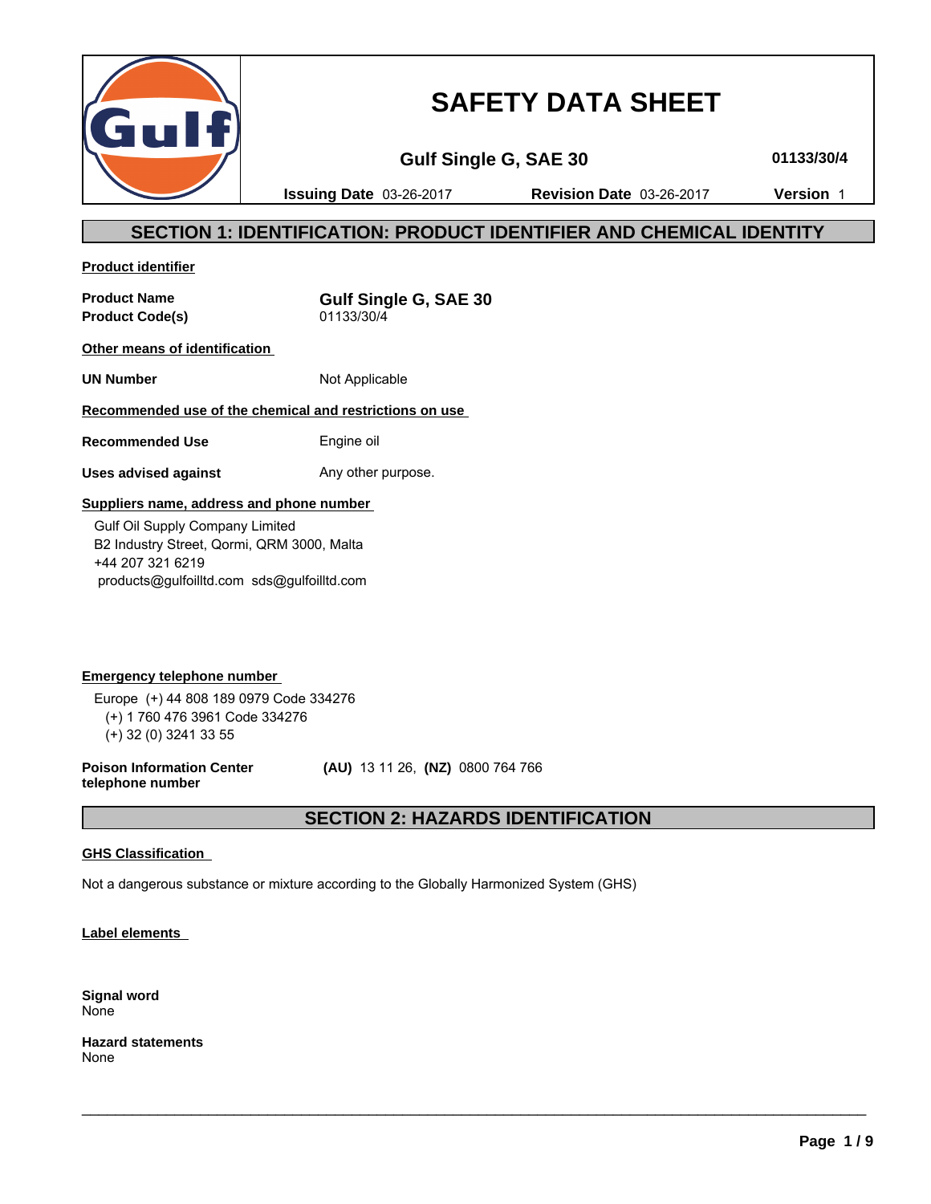# SAFETY DATA SHEET

**Gulf Single G, SAE 30** **01133/30/4**

**Issuing Date** 03-26-2017 **Revision Date** 03-26-2017 **Version** 1

## SECTION 1: IDENTIFICATION: PRODUCT IDENTIFIER AND CHEMICAL IDENTITY

**Product identifier**

| | |
|---|---|
| **Product Name** | **Gulf Single G, SAE 30** |
| **Product Code(s)** | 01133/30/4 |

**Other means of identification**

| | |
|---|---|
| **UN Number** | Not Applicable |

**Recommended use of the chemical and restrictions on use**

| | |
|---|---|
| **Recommended Use** | Engine oil |
| **Uses advised against** | Any other purpose. |

**Suppliers name, address and phone number**

Gulf Oil Supply Company Limited
B2 Industry Street, Qormi, QRM 3000, Malta
+44 207 321 6219
products@gulfoilltd.com sds@gulfoilltd.com

**Emergency telephone number**

Europe (+) 44 808 189 0979 Code 334276
(+) 1 760 476 3961 Code 334276
(+) 32 (0) 3241 33 55

**Poison Information Center telephone number** **(AU)** 13 11 26, **(NZ)** 0800 764 766

## SECTION 2: HAZARDS IDENTIFICATION

**GHS Classification**

Not a dangerous substance or mixture according to the Globally Harmonized System (GHS)

**Label elements**

**Signal word**
None

**Hazard statements**
None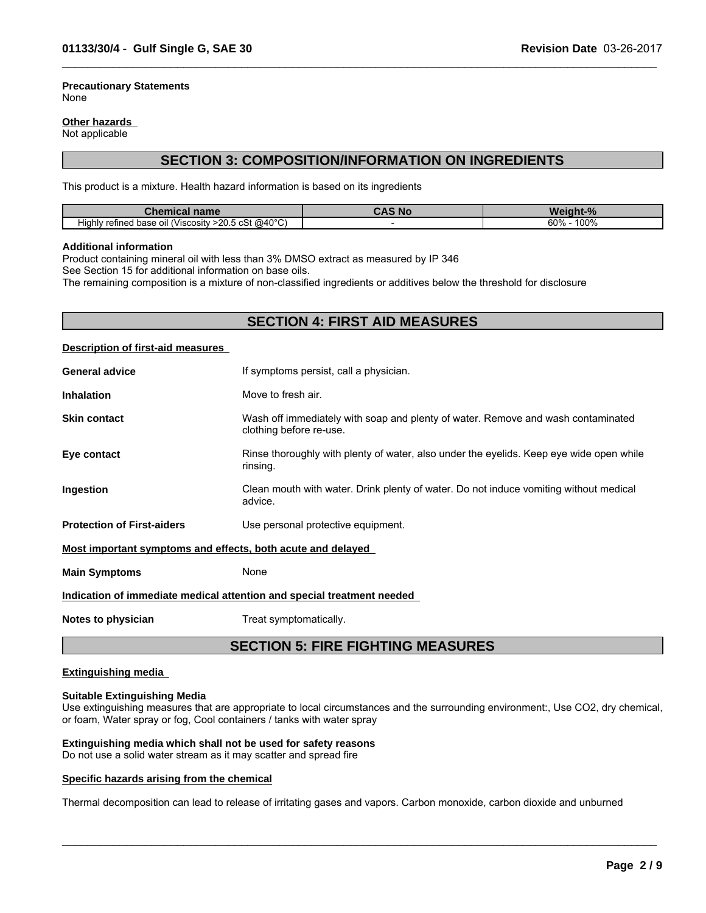**Precautionary Statements**
None

**Other hazards**
Not applicable

## SECTION 3: COMPOSITION/INFORMATION ON INGREDIENTS

This product is a mixture. Health hazard information is based on its ingredients

| Chemical name | CAS No | Weight-% |
|---|---|---|
| Highly refined base oil (Viscosity >20.5 cSt @40°C) | - | 60% - 100% |

**Additional information**
Product containing mineral oil with less than 3% DMSO extract as measured by IP 346
See Section 15 for additional information on base oils.
The remaining composition is a mixture of non-classified ingredients or additives below the threshold for disclosure

## SECTION 4: FIRST AID MEASURES

**Description of first-aid measures**

**General advice** If symptoms persist, call a physician.

**Inhalation** Move to fresh air.

**Skin contact** Wash off immediately with soap and plenty of water. Remove and wash contaminated clothing before re-use.

**Eye contact** Rinse thoroughly with plenty of water, also under the eyelids. Keep eye wide open while rinsing.

**Ingestion** Clean mouth with water. Drink plenty of water. Do not induce vomiting without medical advice.

**Protection of First-aiders** Use personal protective equipment.

**Most important symptoms and effects, both acute and delayed**

**Main Symptoms** None

**Indication of immediate medical attention and special treatment needed**

**Notes to physician** Treat symptomatically.

## SECTION 5: FIRE FIGHTING MEASURES

**Extinguishing media**

**Suitable Extinguishing Media**
Use extinguishing measures that are appropriate to local circumstances and the surrounding environment:, Use $CO_2$, dry chemical, or foam, Water spray or fog, Cool containers / tanks with water spray

**Extinguishing media which shall not be used for safety reasons**
Do not use a solid water stream as it may scatter and spread fire

**Specific hazards arising from the chemical**

Thermal decomposition can lead to release of irritating gases and vapors. Carbon monoxide, carbon dioxide and unburned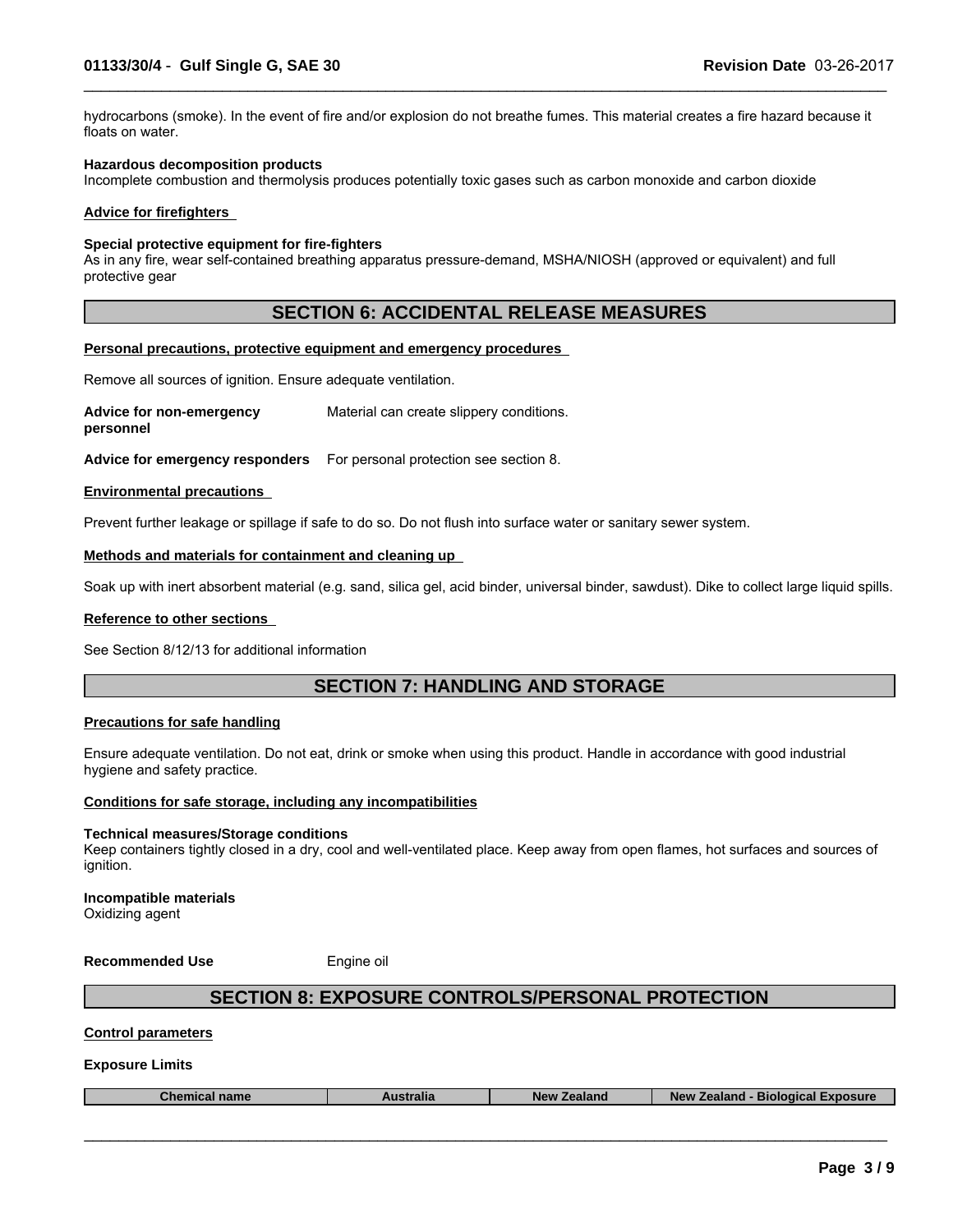hydrocarbons (smoke). In the event of fire and/or explosion do not breathe fumes. This material creates a fire hazard because it floats on water.

**Hazardous decomposition products**
Incomplete combustion and thermolysis produces potentially toxic gases such as carbon monoxide and carbon dioxide

**Advice for firefighters**

**Special protective equipment for fire-fighters**
As in any fire, wear self-contained breathing apparatus pressure-demand, MSHA/NIOSH (approved or equivalent) and full protective gear

## SECTION 6: ACCIDENTAL RELEASE MEASURES

**Personal precautions, protective equipment and emergency procedures**

Remove all sources of ignition. Ensure adequate ventilation.

**Advice for non-emergency personnel** Material can create slippery conditions.

**Advice for emergency responders** For personal protection see section 8.

**Environmental precautions**

Prevent further leakage or spillage if safe to do so. Do not flush into surface water or sanitary sewer system.

**Methods and materials for containment and cleaning up**

Soak up with inert absorbent material (e.g. sand, silica gel, acid binder, universal binder, sawdust). Dike to collect large liquid spills.

**Reference to other sections**

See Section 8/12/13 for additional information

## SECTION 7: HANDLING AND STORAGE

**Precautions for safe handling**

Ensure adequate ventilation. Do not eat, drink or smoke when using this product. Handle in accordance with good industrial hygiene and safety practice.

**Conditions for safe storage, including any incompatibilities**

**Technical measures/Storage conditions**
Keep containers tightly closed in a dry, cool and well-ventilated place. Keep away from open flames, hot surfaces and sources of ignition.

**Incompatible materials**
Oxidizing agent

**Recommended Use** Engine oil

## SECTION 8: EXPOSURE CONTROLS/PERSONAL PROTECTION

**Control parameters**

**Exposure Limits**

| Chemical name | Australia | New Zealand | New Zealand - Biological Exposure |
|---|---|---|---|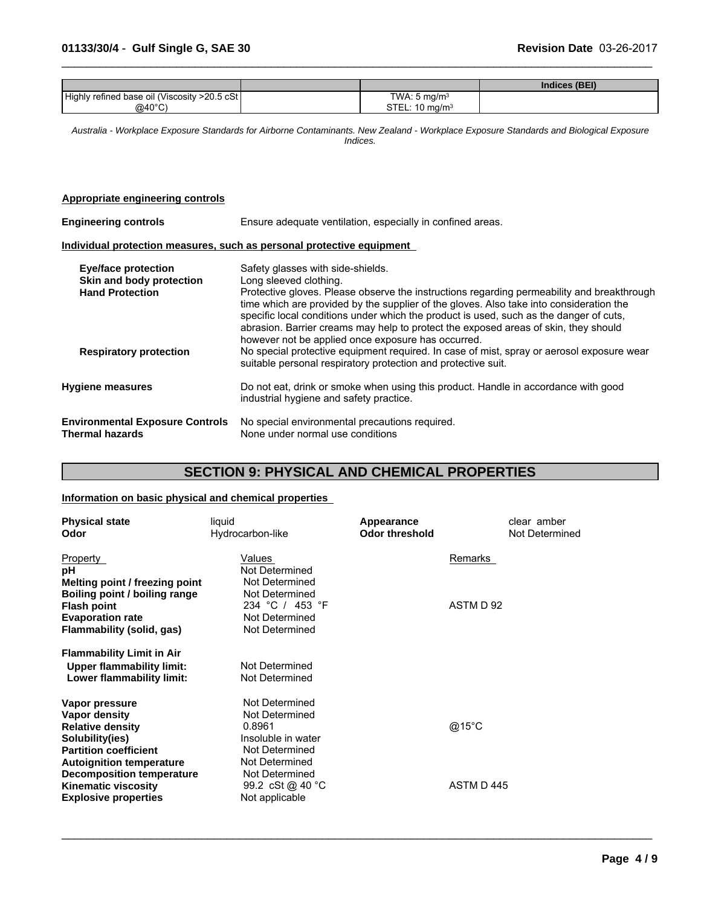| | | | Indices (BEI) |
|---|---|---|---|
| Highly refined base oil (Viscosity >20.5 cSt @40°C) | | TWA: 5 mg/m³ STEL: 10 mg/m³ | |

*Australia - Workplace Exposure Standards for Airborne Contaminants. New Zealand - Workplace Exposure Standards and Biological Exposure Indices.*

**Appropriate engineering controls**

**Engineering controls** Ensure adequate ventilation, especially in confined areas.

**Individual protection measures, such as personal protective equipment**

**Eye/face protection** Safety glasses with side-shields.

**Skin and body protection** Long sleeved clothing.

**Hand Protection** Protective gloves. Please observe the instructions regarding permeability and breakthrough time which are provided by the supplier of the gloves. Also take into consideration the specific local conditions under which the product is used, such as the danger of cuts, abrasion. Barrier creams may help to protect the exposed areas of skin, they should however not be applied once exposure has occurred.

**Respiratory protection** No special protective equipment required. In case of mist, spray or aerosol exposure wear suitable personal respiratory protection and protective suit.

**Hygiene measures** Do not eat, drink or smoke when using this product. Handle in accordance with good industrial hygiene and safety practice.

**Environmental Exposure Controls** No special environmental precautions required.

**Thermal hazards** None under normal use conditions

## SECTION 9: PHYSICAL AND CHEMICAL PROPERTIES

**Information on basic physical and chemical properties**

| | | | |
|---|---|---|---|
| **Physical state** | liquid | **Appearance** | clear amber |
| **Odor** | Hydrocarbon-like | **Odor threshold** | Not Determined |

| Property | Values | Remarks |
|---|---|---|
| **pH** | Not Determined | |
| **Melting point / freezing point** | Not Determined | |
| **Boiling point / boiling range** | Not Determined | |
| **Flash point** | 234 °C / 453 °F | ASTM D 92 |
| **Evaporation rate** | Not Determined | |
| **Flammability (solid, gas)** | Not Determined | |
| **Flammability Limit in Air** | | |
| **Upper flammability limit:** | Not Determined | |
| **Lower flammability limit:** | Not Determined | |
| **Vapor pressure** | Not Determined | |
| **Vapor density** | Not Determined | |
| **Relative density** | 0.8961 | @15°C |
| **Solubility(ies)** | Insoluble in water | |
| **Partition coefficient** | Not Determined | |
| **Autoignition temperature** | Not Determined | |
| **Decomposition temperature** | Not Determined | |
| **Kinematic viscosity** | 99.2 cSt @ 40 °C | ASTM D 445 |
| **Explosive properties** | Not applicable | |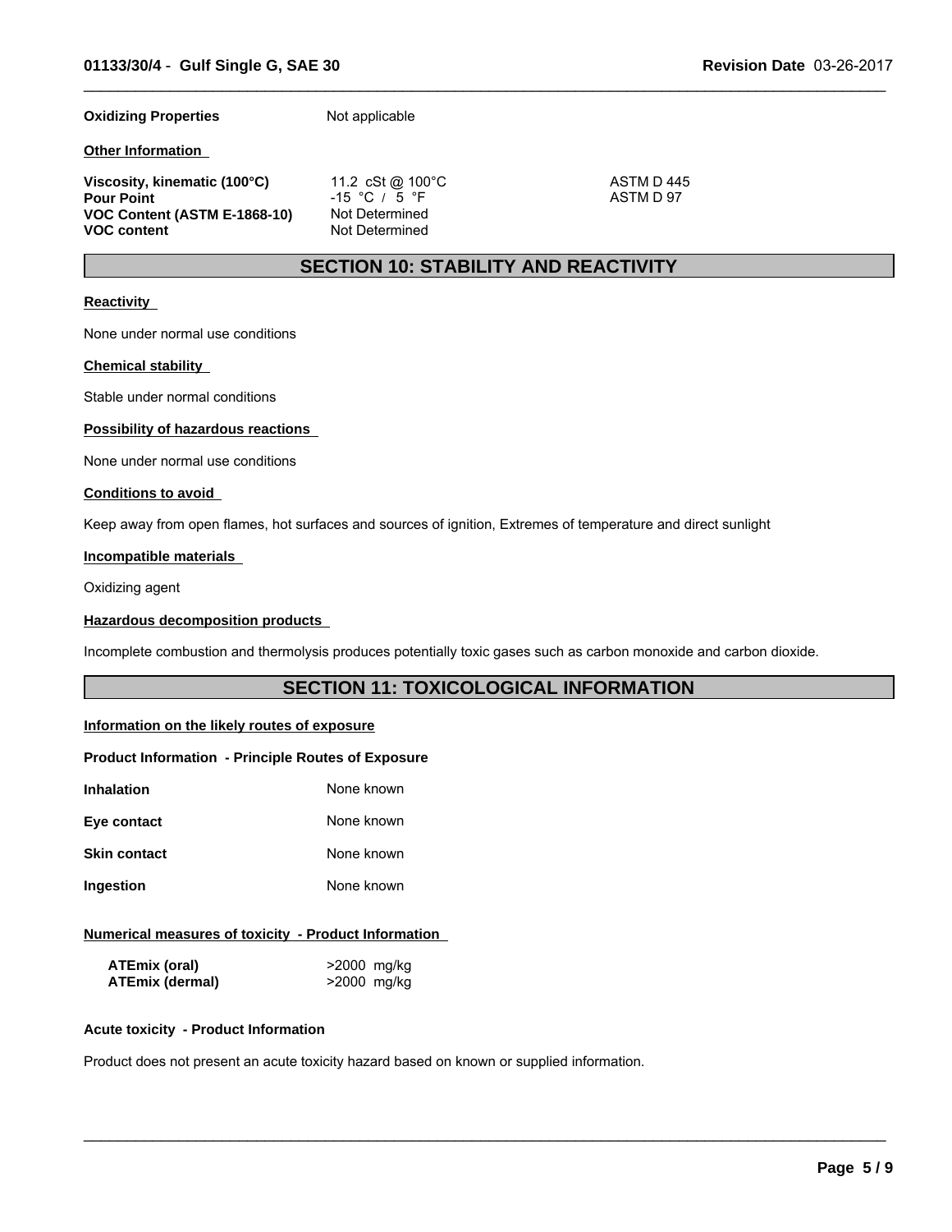**Oxidizing Properties** Not applicable

**Other Information**

| | | |
|---|---|---|
| **Viscosity, kinematic (100°C)** | 11.2 cSt @ 100°C | ASTM D 445 |
| **Pour Point** | -15 °C / 5 °F | ASTM D 97 |
| **VOC Content (ASTM E-1868-10)** | Not Determined | |
| **VOC content** | Not Determined | |

## SECTION 10: STABILITY AND REACTIVITY

**Reactivity**

None under normal use conditions

**Chemical stability**

Stable under normal conditions

**Possibility of hazardous reactions**

None under normal use conditions

**Conditions to avoid**

Keep away from open flames, hot surfaces and sources of ignition, Extremes of temperature and direct sunlight

**Incompatible materials**

Oxidizing agent

**Hazardous decomposition products**

Incomplete combustion and thermolysis produces potentially toxic gases such as carbon monoxide and carbon dioxide.

## SECTION 11: TOXICOLOGICAL INFORMATION

**Information on the likely routes of exposure**

**Product Information - Principle Routes of Exposure**

| | |
|---|---|
| **Inhalation** | None known |
| **Eye contact** | None known |
| **Skin contact** | None known |
| **Ingestion** | None known |

**Numerical measures of toxicity - Product Information**

| | |
|---|---|
| **ATEmix (oral)** | >2000 mg/kg |
| **ATEmix (dermal)** | >2000 mg/kg |

**Acute toxicity - Product Information**

Product does not present an acute toxicity hazard based on known or supplied information.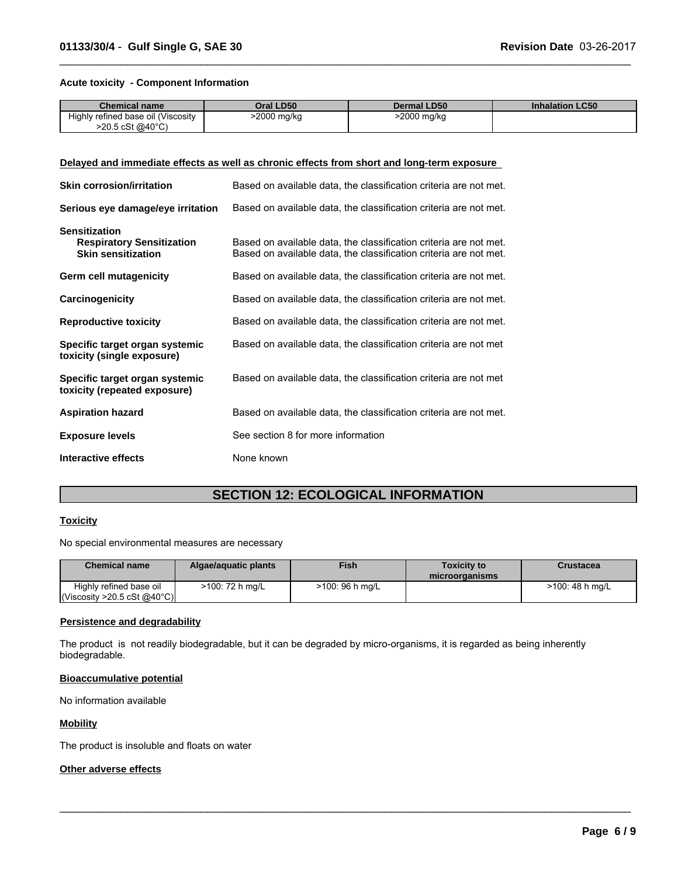**Acute toxicity - Component Information**

| Chemical name | Oral LD50 | Dermal LD50 | Inhalation LC50 |
|---|---|---|---|
| Highly refined base oil (Viscosity >20.5 cSt @40°C) | >2000 mg/kg | >2000 mg/kg | |

**Delayed and immediate effects as well as chronic effects from short and long-term exposure**

**Skin corrosion/irritation** Based on available data, the classification criteria are not met.

**Serious eye damage/eye irritation** Based on available data, the classification criteria are not met.

**Sensitization**
**Respiratory Sensitization** Based on available data, the classification criteria are not met.
**Skin sensitization** Based on available data, the classification criteria are not met.

**Germ cell mutagenicity** Based on available data, the classification criteria are not met.

**Carcinogenicity** Based on available data, the classification criteria are not met.

**Reproductive toxicity** Based on available data, the classification criteria are not met.

**Specific target organ systemic toxicity (single exposure)** Based on available data, the classification criteria are not met

**Specific target organ systemic toxicity (repeated exposure)** Based on available data, the classification criteria are not met

**Aspiration hazard** Based on available data, the classification criteria are not met.

**Exposure levels** See section 8 for more information

**Interactive effects** None known

## SECTION 12: ECOLOGICAL INFORMATION

**Toxicity**

No special environmental measures are necessary

| Chemical name | Algae/aquatic plants | Fish | Toxicity to microorganisms | Crustacea |
|---|---|---|---|---|
| Highly refined base oil (Viscosity >20.5 cSt @40°C) | >100: 72 h mg/L | >100: 96 h mg/L | | >100: 48 h mg/L |

**Persistence and degradability**

The product is not readily biodegradable, but it can be degraded by micro-organisms, it is regarded as being inherently biodegradable.

**Bioaccumulative potential**

No information available

**Mobility**

The product is insoluble and floats on water

**Other adverse effects**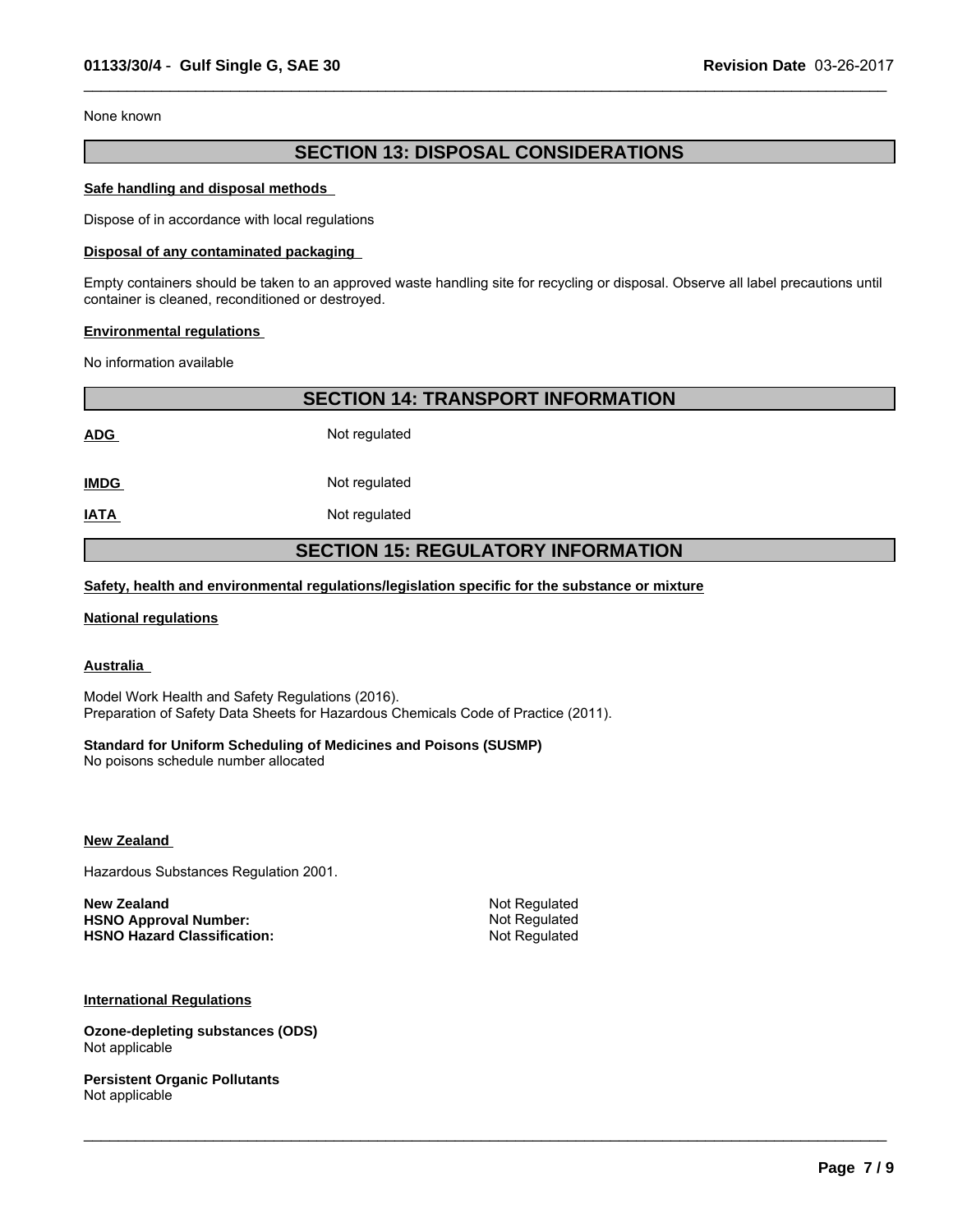None known

## SECTION 13: DISPOSAL CONSIDERATIONS

**Safe handling and disposal methods**

Dispose of in accordance with local regulations

**Disposal of any contaminated packaging**

Empty containers should be taken to an approved waste handling site for recycling or disposal. Observe all label precautions until container is cleaned, reconditioned or destroyed.

**Environmental regulations**

No information available

## SECTION 14: TRANSPORT INFORMATION

| | |
|---|---|
| **ADG** | Not regulated |
| **IMDG** | Not regulated |
| **IATA** | Not regulated |

## SECTION 15: REGULATORY INFORMATION

**Safety, health and environmental regulations/legislation specific for the substance or mixture**

**National regulations**

**Australia**

Model Work Health and Safety Regulations (2016).
Preparation of Safety Data Sheets for Hazardous Chemicals Code of Practice (2011).

**Standard for Uniform Scheduling of Medicines and Poisons (SUSMP)**
No poisons schedule number allocated

**New Zealand**

Hazardous Substances Regulation 2001.

| | |
|---|---|
| **New Zealand** | Not Regulated |
| **HSNO Approval Number:** | Not Regulated |
| **HSNO Hazard Classification:** | Not Regulated |

**International Regulations**

**Ozone-depleting substances (ODS)**
Not applicable

**Persistent Organic Pollutants**
Not applicable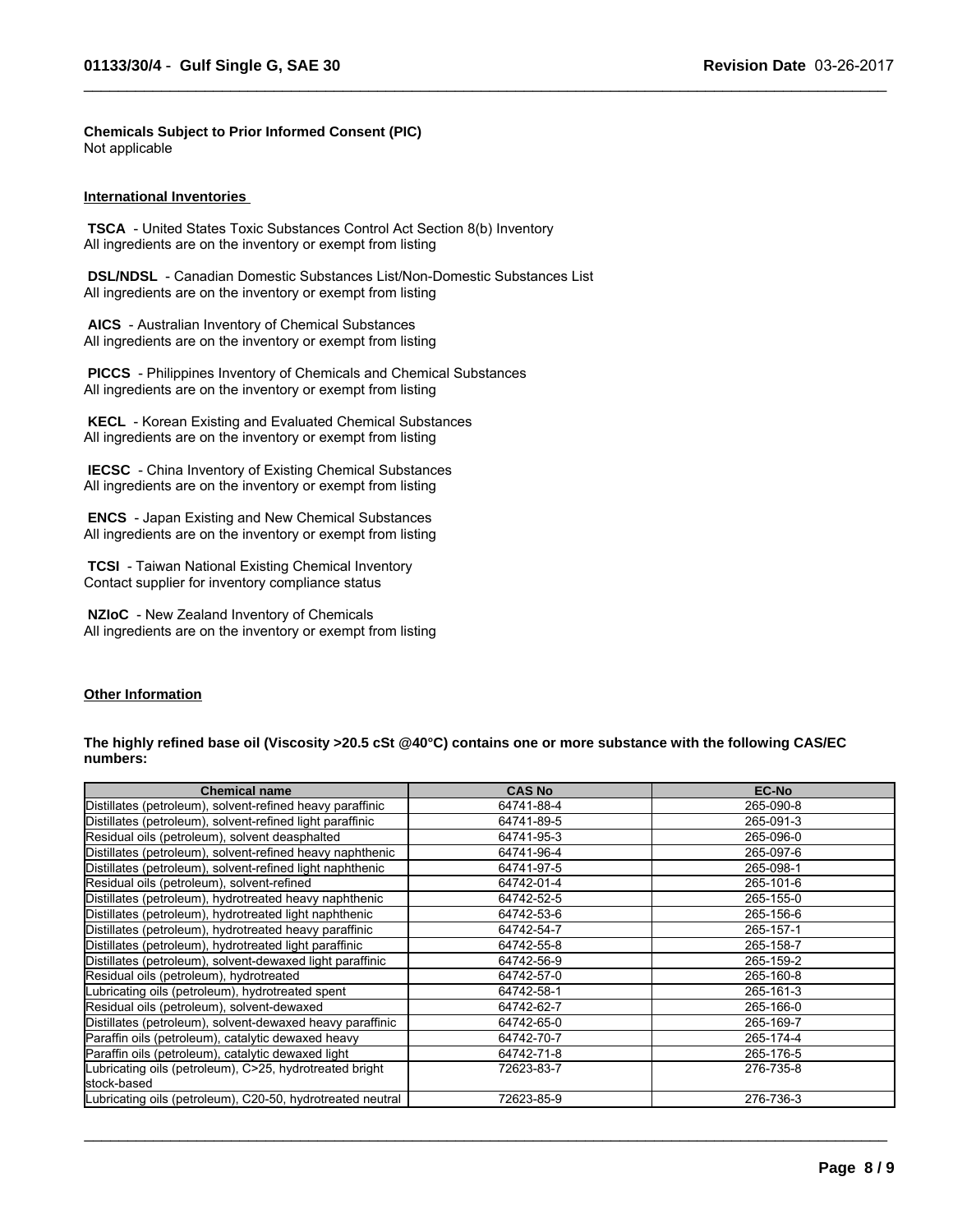**Chemicals Subject to Prior Informed Consent (PIC)**
Not applicable

## International Inventories

**TSCA** - United States Toxic Substances Control Act Section 8(b) Inventory
All ingredients are on the inventory or exempt from listing

**DSL/NDSL** - Canadian Domestic Substances List/Non-Domestic Substances List
All ingredients are on the inventory or exempt from listing

**AICS** - Australian Inventory of Chemical Substances
All ingredients are on the inventory or exempt from listing

**PICCS** - Philippines Inventory of Chemicals and Chemical Substances
All ingredients are on the inventory or exempt from listing

**KECL** - Korean Existing and Evaluated Chemical Substances
All ingredients are on the inventory or exempt from listing

**IECSC** - China Inventory of Existing Chemical Substances
All ingredients are on the inventory or exempt from listing

**ENCS** - Japan Existing and New Chemical Substances
All ingredients are on the inventory or exempt from listing

**TCSI** - Taiwan National Existing Chemical Inventory
Contact supplier for inventory compliance status

**NZIoC** - New Zealand Inventory of Chemicals
All ingredients are on the inventory or exempt from listing

## Other Information

**The highly refined base oil (Viscosity >20.5 cSt @40°C) contains one or more substance with the following CAS/EC numbers:**

| Chemical name | CAS No | EC-No |
|---|---|---|
| Distillates (petroleum), solvent-refined heavy paraffinic | 64741-88-4 | 265-090-8 |
| Distillates (petroleum), solvent-refined light paraffinic | 64741-89-5 | 265-091-3 |
| Residual oils (petroleum), solvent deasphalted | 64741-95-3 | 265-096-0 |
| Distillates (petroleum), solvent-refined heavy naphthenic | 64741-96-4 | 265-097-6 |
| Distillates (petroleum), solvent-refined light naphthenic | 64741-97-5 | 265-098-1 |
| Residual oils (petroleum), solvent-refined | 64742-01-4 | 265-101-6 |
| Distillates (petroleum), hydrotreated heavy naphthenic | 64742-52-5 | 265-155-0 |
| Distillates (petroleum), hydrotreated light naphthenic | 64742-53-6 | 265-156-6 |
| Distillates (petroleum), hydrotreated heavy paraffinic | 64742-54-7 | 265-157-1 |
| Distillates (petroleum), hydrotreated light paraffinic | 64742-55-8 | 265-158-7 |
| Distillates (petroleum), solvent-dewaxed light paraffinic | 64742-56-9 | 265-159-2 |
| Residual oils (petroleum), hydrotreated | 64742-57-0 | 265-160-8 |
| Lubricating oils (petroleum), hydrotreated spent | 64742-58-1 | 265-161-3 |
| Residual oils (petroleum), solvent-dewaxed | 64742-62-7 | 265-166-0 |
| Distillates (petroleum), solvent-dewaxed heavy paraffinic | 64742-65-0 | 265-169-7 |
| Paraffin oils (petroleum), catalytic dewaxed heavy | 64742-70-7 | 265-174-4 |
| Paraffin oils (petroleum), catalytic dewaxed light | 64742-71-8 | 265-176-5 |
| Lubricating oils (petroleum), C>25, hydrotreated bright stock-based | 72623-83-7 | 276-735-8 |
| Lubricating oils (petroleum), C20-50, hydrotreated neutral | 72623-85-9 | 276-736-3 |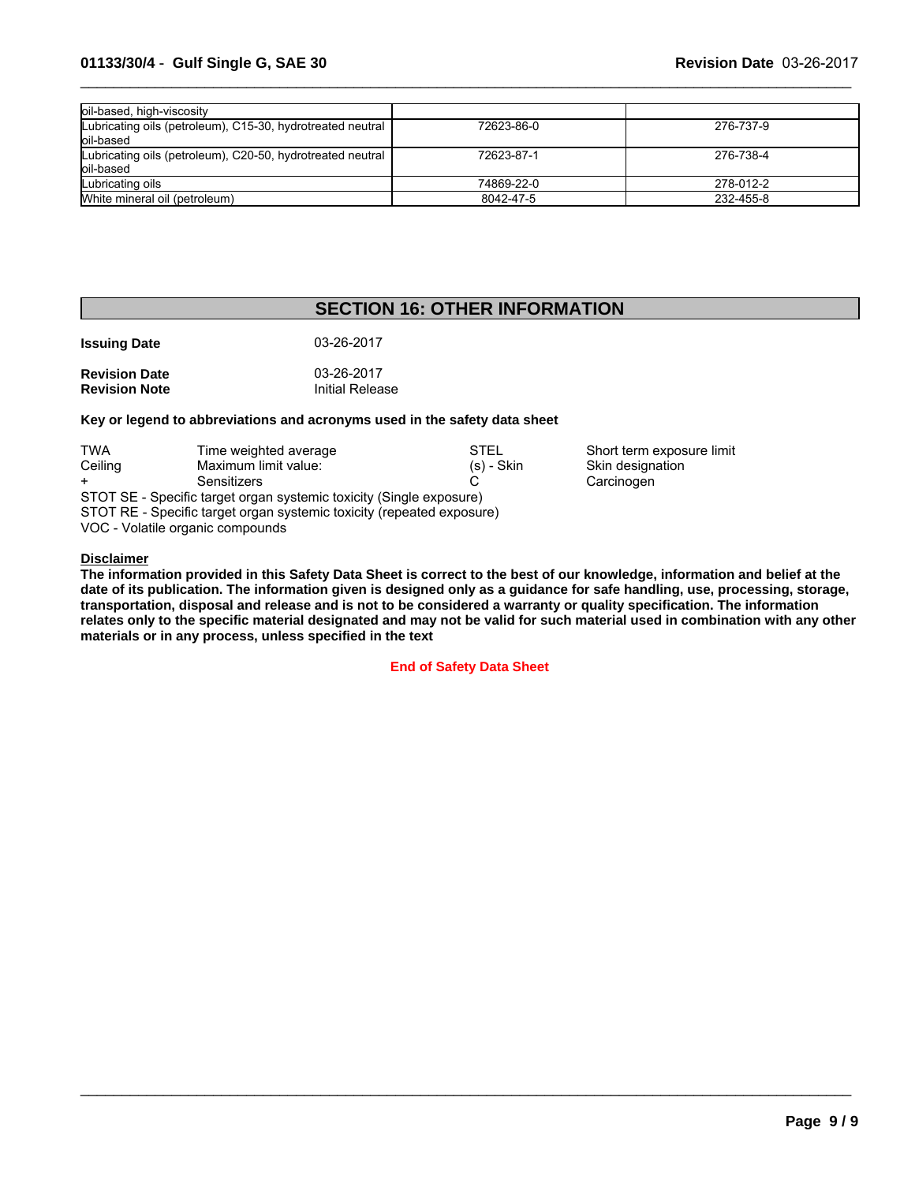| | | |
|---|---|---|
| oil-based, high-viscosity | | |
| Lubricating oils (petroleum), C15-30, hydrotreated neutral oil-based | 72623-86-0 | 276-737-9 |
| Lubricating oils (petroleum), C20-50, hydrotreated neutral oil-based | 72623-87-1 | 276-738-4 |
| Lubricating oils | 74869-22-0 | 278-012-2 |
| White mineral oil (petroleum) | 8042-47-5 | 232-455-8 |

## SECTION 16: OTHER INFORMATION

**Issuing Date** 03-26-2017

**Revision Date** 03-26-2017
**Revision Note** Initial Release

**Key or legend to abbreviations and acronyms used in the safety data sheet**

| | | | |
|---|---|---|---|
| TWA | Time weighted average | STEL | Short term exposure limit |
| Ceiling | Maximum limit value: | (s) - Skin | Skin designation |
| + | Sensitizers | C | Carcinogen |

STOT SE - Specific target organ systemic toxicity (Single exposure)
STOT RE - Specific target organ systemic toxicity (repeated exposure)
VOC - Volatile organic compounds

**Disclaimer**

**The information provided in this Safety Data Sheet is correct to the best of our knowledge, information and belief at the date of its publication. The information given is designed only as a guidance for safe handling, use, processing, storage, transportation, disposal and release and is not to be considered a warranty or quality specification. The information relates only to the specific material designated and may not be valid for such material used in combination with any other materials or in any process, unless specified in the text**

**End of Safety Data Sheet**